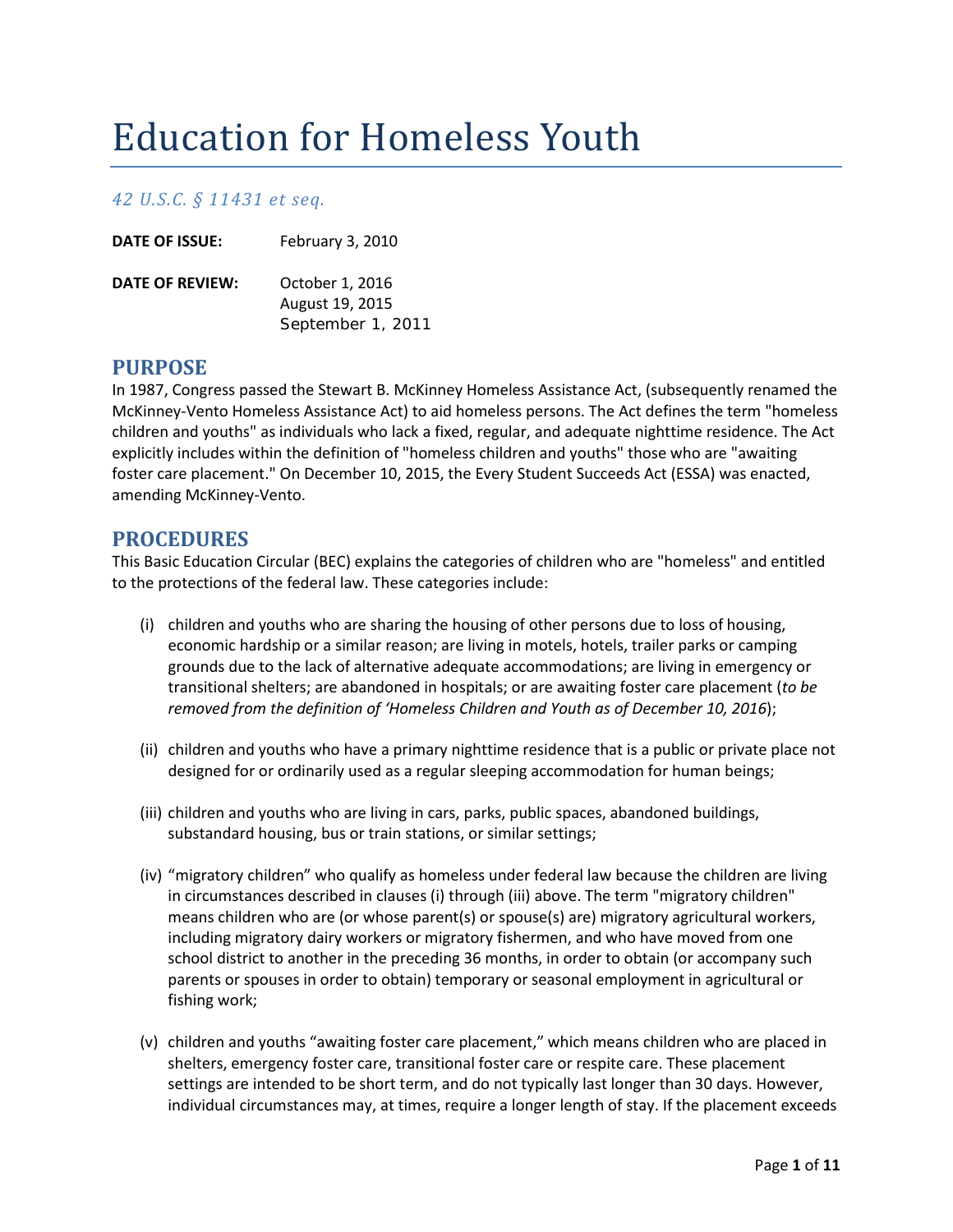# Education for Homeless Youth

*42 U.S.C. § 11431 et seq.*

**DATE OF ISSUE:** February 3, 2010

**DATE OF REVIEW:** October 1, 2016
August 19, 2015
September 1, 2011

## PURPOSE

In 1987, Congress passed the Stewart B. McKinney Homeless Assistance Act, (subsequently renamed the McKinney-Vento Homeless Assistance Act) to aid homeless persons. The Act defines the term "homeless children and youths" as individuals who lack a fixed, regular, and adequate nighttime residence. The Act explicitly includes within the definition of "homeless children and youths" those who are "awaiting foster care placement." On December 10, 2015, the Every Student Succeeds Act (ESSA) was enacted, amending McKinney-Vento.

## PROCEDURES

This Basic Education Circular (BEC) explains the categories of children who are "homeless" and entitled to the protections of the federal law. These categories include:

(i) children and youths who are sharing the housing of other persons due to loss of housing, economic hardship or a similar reason; are living in motels, hotels, trailer parks or camping grounds due to the lack of alternative adequate accommodations; are living in emergency or transitional shelters; are abandoned in hospitals; or are awaiting foster care placement (*to be removed from the definition of 'Homeless Children and Youth as of December 10, 2016*);

(ii) children and youths who have a primary nighttime residence that is a public or private place not designed for or ordinarily used as a regular sleeping accommodation for human beings;

(iii) children and youths who are living in cars, parks, public spaces, abandoned buildings, substandard housing, bus or train stations, or similar settings;

(iv) "migratory children" who qualify as homeless under federal law because the children are living in circumstances described in clauses (i) through (iii) above. The term "migratory children" means children who are (or whose parent(s) or spouse(s) are) migratory agricultural workers, including migratory dairy workers or migratory fishermen, and who have moved from one school district to another in the preceding 36 months, in order to obtain (or accompany such parents or spouses in order to obtain) temporary or seasonal employment in agricultural or fishing work;

(v) children and youths "awaiting foster care placement," which means children who are placed in shelters, emergency foster care, transitional foster care or respite care. These placement settings are intended to be short term, and do not typically last longer than 30 days. However, individual circumstances may, at times, require a longer length of stay. If the placement exceeds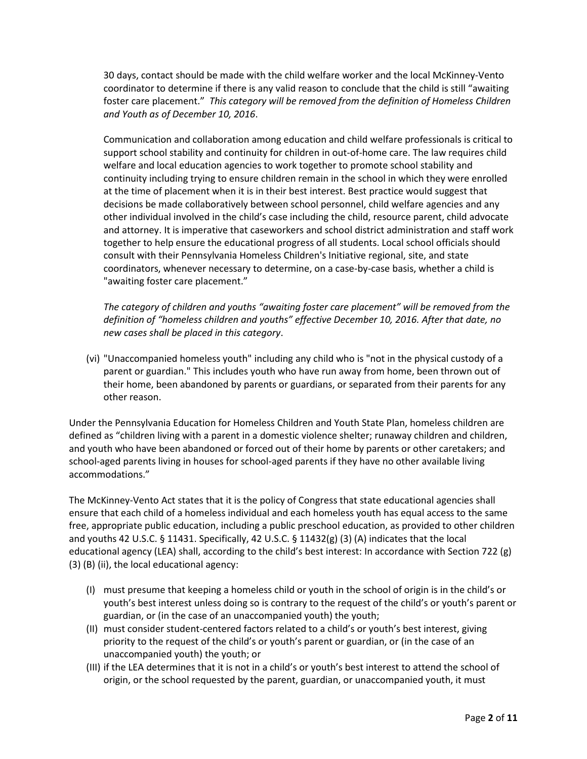30 days, contact should be made with the child welfare worker and the local McKinney-Vento coordinator to determine if there is any valid reason to conclude that the child is still "awaiting foster care placement." *This category will be removed from the definition of Homeless Children and Youth as of December 10, 2016*.

Communication and collaboration among education and child welfare professionals is critical to support school stability and continuity for children in out-of-home care. The law requires child welfare and local education agencies to work together to promote school stability and continuity including trying to ensure children remain in the school in which they were enrolled at the time of placement when it is in their best interest. Best practice would suggest that decisions be made collaboratively between school personnel, child welfare agencies and any other individual involved in the child's case including the child, resource parent, child advocate and attorney. It is imperative that caseworkers and school district administration and staff work together to help ensure the educational progress of all students. Local school officials should consult with their Pennsylvania Homeless Children's Initiative regional, site, and state coordinators, whenever necessary to determine, on a case-by-case basis, whether a child is "awaiting foster care placement."

*The category of children and youths "awaiting foster care placement" will be removed from the definition of "homeless children and youths" effective December 10, 2016. After that date, no new cases shall be placed in this category*.

(vi) "Unaccompanied homeless youth" including any child who is "not in the physical custody of a parent or guardian." This includes youth who have run away from home, been thrown out of their home, been abandoned by parents or guardians, or separated from their parents for any other reason.

Under the Pennsylvania Education for Homeless Children and Youth State Plan, homeless children are defined as "children living with a parent in a domestic violence shelter; runaway children and children, and youth who have been abandoned or forced out of their home by parents or other caretakers; and school-aged parents living in houses for school-aged parents if they have no other available living accommodations."

The McKinney-Vento Act states that it is the policy of Congress that state educational agencies shall ensure that each child of a homeless individual and each homeless youth has equal access to the same free, appropriate public education, including a public preschool education, as provided to other children and youths 42 U.S.C. § 11431. Specifically, 42 U.S.C. § 11432(g) (3) (A) indicates that the local educational agency (LEA) shall, according to the child's best interest: In accordance with Section 722 (g) (3) (B) (ii), the local educational agency:

(I) must presume that keeping a homeless child or youth in the school of origin is in the child's or youth's best interest unless doing so is contrary to the request of the child's or youth's parent or guardian, or (in the case of an unaccompanied youth) the youth;

(II) must consider student-centered factors related to a child's or youth's best interest, giving priority to the request of the child's or youth's parent or guardian, or (in the case of an unaccompanied youth) the youth; or

(III) if the LEA determines that it is not in a child's or youth's best interest to attend the school of origin, or the school requested by the parent, guardian, or unaccompanied youth, it must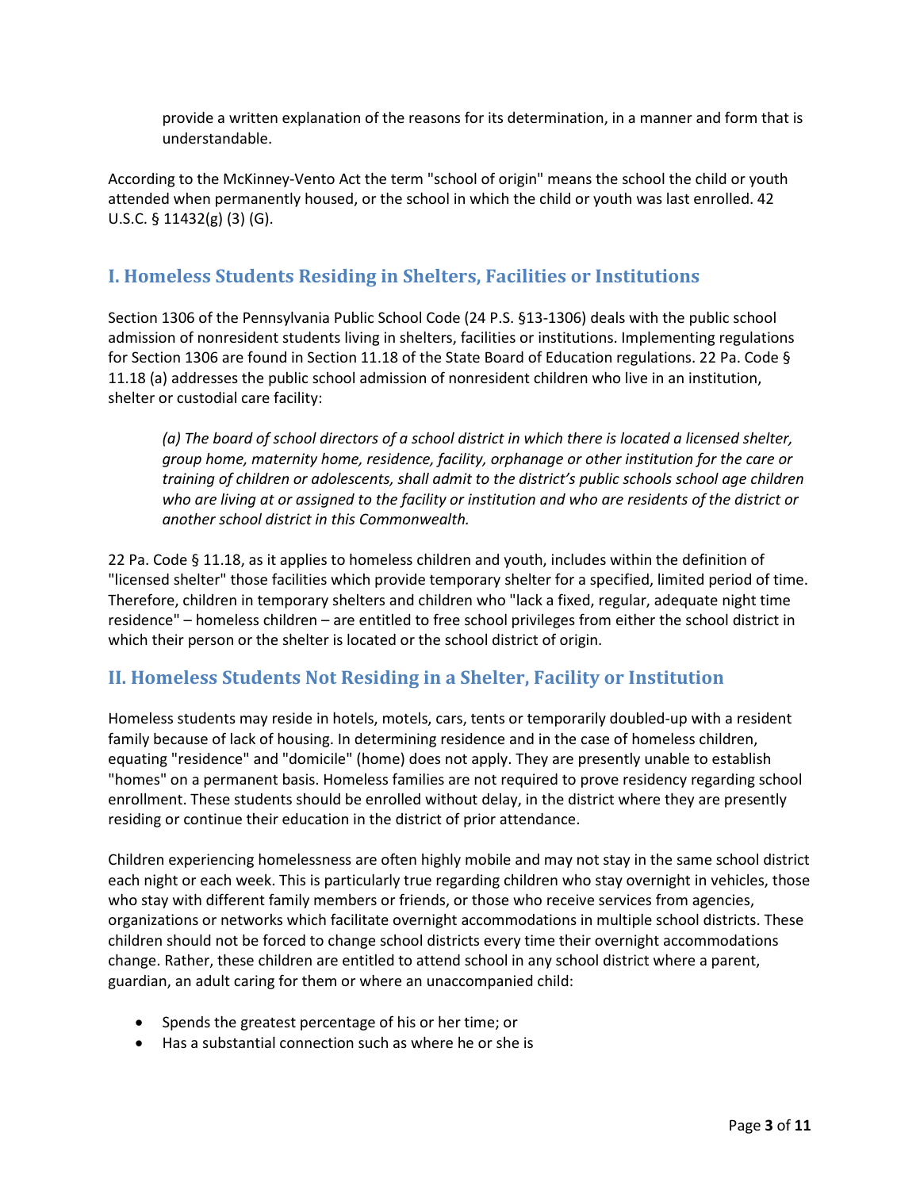provide a written explanation of the reasons for its determination, in a manner and form that is understandable.

According to the McKinney-Vento Act the term "school of origin" means the school the child or youth attended when permanently housed, or the school in which the child or youth was last enrolled. 42 U.S.C. § 11432(g) (3) (G).

## I. Homeless Students Residing in Shelters, Facilities or Institutions

Section 1306 of the Pennsylvania Public School Code (24 P.S. §13-1306) deals with the public school admission of nonresident students living in shelters, facilities or institutions. Implementing regulations for Section 1306 are found in Section 11.18 of the State Board of Education regulations. 22 Pa. Code § 11.18 (a) addresses the public school admission of nonresident children who live in an institution, shelter or custodial care facility:

> *(a) The board of school directors of a school district in which there is located a licensed shelter, group home, maternity home, residence, facility, orphanage or other institution for the care or training of children or adolescents, shall admit to the district's public schools school age children who are living at or assigned to the facility or institution and who are residents of the district or another school district in this Commonwealth.*

22 Pa. Code § 11.18, as it applies to homeless children and youth, includes within the definition of "licensed shelter" those facilities which provide temporary shelter for a specified, limited period of time. Therefore, children in temporary shelters and children who "lack a fixed, regular, adequate night time residence" – homeless children – are entitled to free school privileges from either the school district in which their person or the shelter is located or the school district of origin.

## II. Homeless Students Not Residing in a Shelter, Facility or Institution

Homeless students may reside in hotels, motels, cars, tents or temporarily doubled-up with a resident family because of lack of housing. In determining residence and in the case of homeless children, equating "residence" and "domicile" (home) does not apply. They are presently unable to establish "homes" on a permanent basis. Homeless families are not required to prove residency regarding school enrollment. These students should be enrolled without delay, in the district where they are presently residing or continue their education in the district of prior attendance.

Children experiencing homelessness are often highly mobile and may not stay in the same school district each night or each week. This is particularly true regarding children who stay overnight in vehicles, those who stay with different family members or friends, or those who receive services from agencies, organizations or networks which facilitate overnight accommodations in multiple school districts. These children should not be forced to change school districts every time their overnight accommodations change. Rather, these children are entitled to attend school in any school district where a parent, guardian, an adult caring for them or where an unaccompanied child:

- Spends the greatest percentage of his or her time; or
- Has a substantial connection such as where he or she is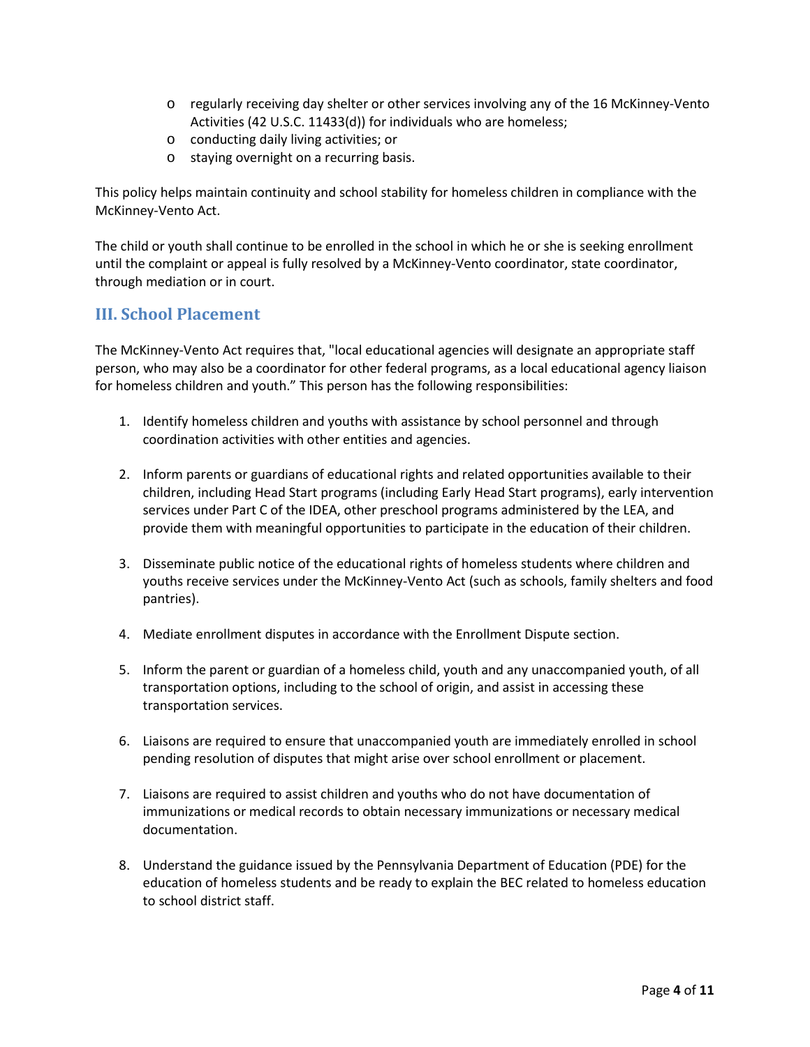- regularly receiving day shelter or other services involving any of the 16 McKinney-Vento Activities (42 U.S.C. 11433(d)) for individuals who are homeless;
- conducting daily living activities; or
- staying overnight on a recurring basis.

This policy helps maintain continuity and school stability for homeless children in compliance with the McKinney-Vento Act.

The child or youth shall continue to be enrolled in the school in which he or she is seeking enrollment until the complaint or appeal is fully resolved by a McKinney-Vento coordinator, state coordinator, through mediation or in court.

## III. School Placement

The McKinney-Vento Act requires that, "local educational agencies will designate an appropriate staff person, who may also be a coordinator for other federal programs, as a local educational agency liaison for homeless children and youth." This person has the following responsibilities:

1. Identify homeless children and youths with assistance by school personnel and through coordination activities with other entities and agencies.

2. Inform parents or guardians of educational rights and related opportunities available to their children, including Head Start programs (including Early Head Start programs), early intervention services under Part C of the IDEA, other preschool programs administered by the LEA, and provide them with meaningful opportunities to participate in the education of their children.

3. Disseminate public notice of the educational rights of homeless students where children and youths receive services under the McKinney-Vento Act (such as schools, family shelters and food pantries).

4. Mediate enrollment disputes in accordance with the Enrollment Dispute section.

5. Inform the parent or guardian of a homeless child, youth and any unaccompanied youth, of all transportation options, including to the school of origin, and assist in accessing these transportation services.

6. Liaisons are required to ensure that unaccompanied youth are immediately enrolled in school pending resolution of disputes that might arise over school enrollment or placement.

7. Liaisons are required to assist children and youths who do not have documentation of immunizations or medical records to obtain necessary immunizations or necessary medical documentation.

8. Understand the guidance issued by the Pennsylvania Department of Education (PDE) for the education of homeless students and be ready to explain the BEC related to homeless education to school district staff.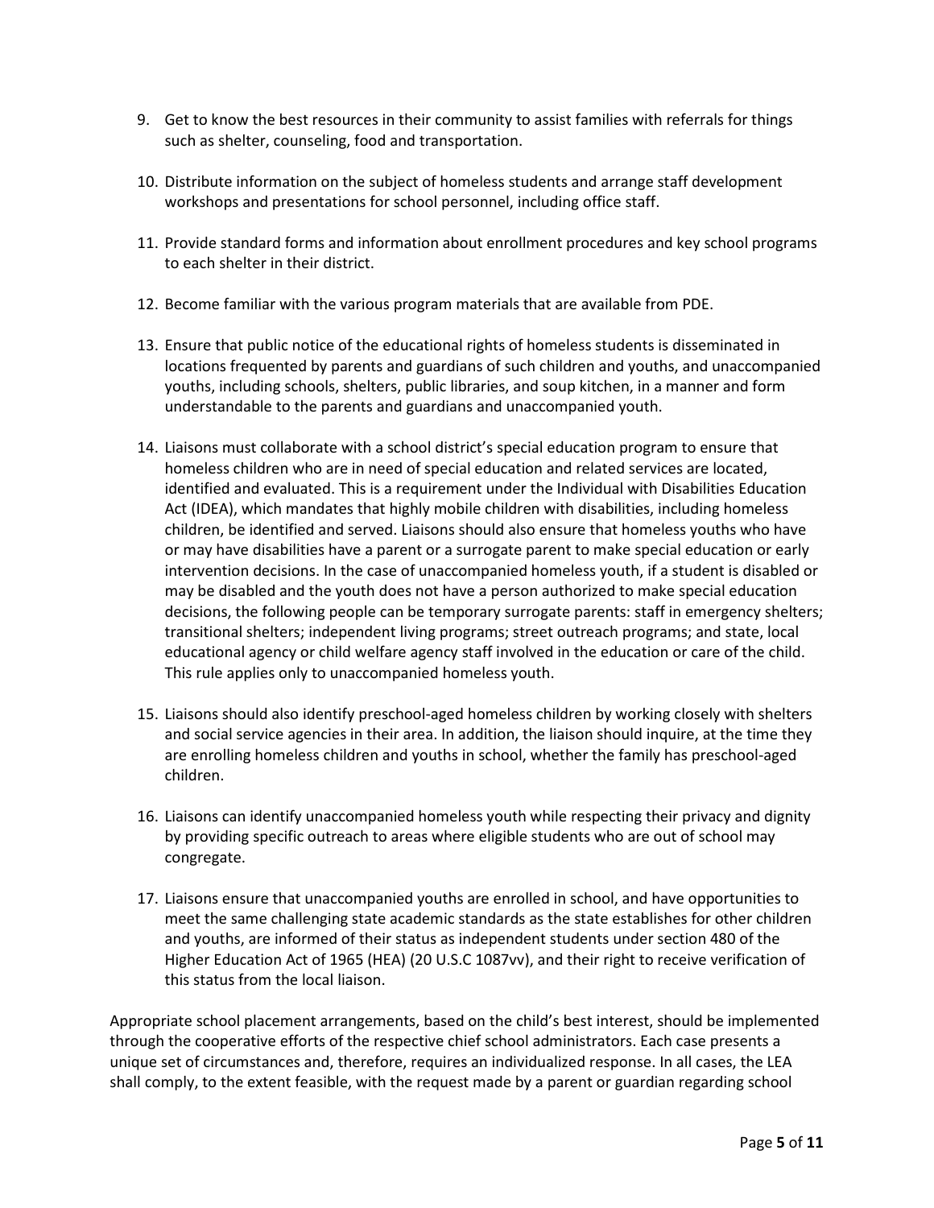9. Get to know the best resources in their community to assist families with referrals for things such as shelter, counseling, food and transportation.

10. Distribute information on the subject of homeless students and arrange staff development workshops and presentations for school personnel, including office staff.

11. Provide standard forms and information about enrollment procedures and key school programs to each shelter in their district.

12. Become familiar with the various program materials that are available from PDE.

13. Ensure that public notice of the educational rights of homeless students is disseminated in locations frequented by parents and guardians of such children and youths, and unaccompanied youths, including schools, shelters, public libraries, and soup kitchen, in a manner and form understandable to the parents and guardians and unaccompanied youth.

14. Liaisons must collaborate with a school district's special education program to ensure that homeless children who are in need of special education and related services are located, identified and evaluated. This is a requirement under the Individual with Disabilities Education Act (IDEA), which mandates that highly mobile children with disabilities, including homeless children, be identified and served. Liaisons should also ensure that homeless youths who have or may have disabilities have a parent or a surrogate parent to make special education or early intervention decisions. In the case of unaccompanied homeless youth, if a student is disabled or may be disabled and the youth does not have a person authorized to make special education decisions, the following people can be temporary surrogate parents: staff in emergency shelters; transitional shelters; independent living programs; street outreach programs; and state, local educational agency or child welfare agency staff involved in the education or care of the child. This rule applies only to unaccompanied homeless youth.

15. Liaisons should also identify preschool-aged homeless children by working closely with shelters and social service agencies in their area. In addition, the liaison should inquire, at the time they are enrolling homeless children and youths in school, whether the family has preschool-aged children.

16. Liaisons can identify unaccompanied homeless youth while respecting their privacy and dignity by providing specific outreach to areas where eligible students who are out of school may congregate.

17. Liaisons ensure that unaccompanied youths are enrolled in school, and have opportunities to meet the same challenging state academic standards as the state establishes for other children and youths, are informed of their status as independent students under section 480 of the Higher Education Act of 1965 (HEA) (20 U.S.C 1087vv), and their right to receive verification of this status from the local liaison.

Appropriate school placement arrangements, based on the child's best interest, should be implemented through the cooperative efforts of the respective chief school administrators. Each case presents a unique set of circumstances and, therefore, requires an individualized response. In all cases, the LEA shall comply, to the extent feasible, with the request made by a parent or guardian regarding school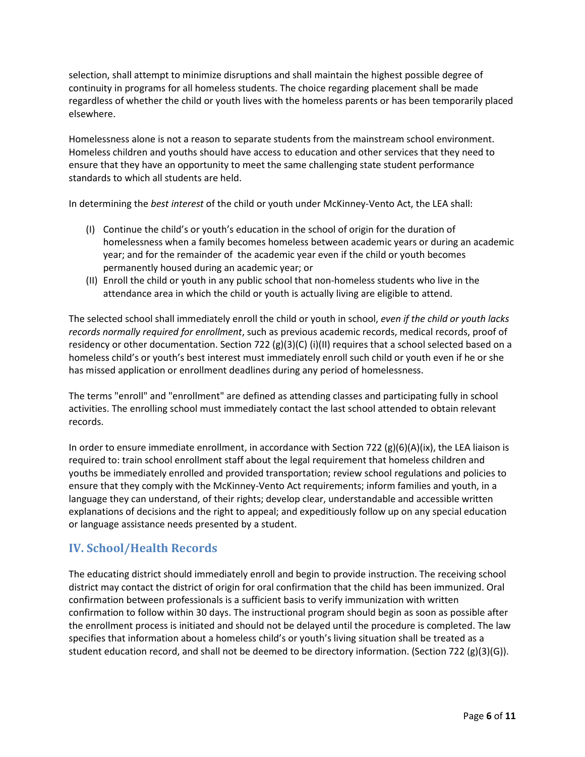selection, shall attempt to minimize disruptions and shall maintain the highest possible degree of continuity in programs for all homeless students. The choice regarding placement shall be made regardless of whether the child or youth lives with the homeless parents or has been temporarily placed elsewhere.

Homelessness alone is not a reason to separate students from the mainstream school environment. Homeless children and youths should have access to education and other services that they need to ensure that they have an opportunity to meet the same challenging state student performance standards to which all students are held.

In determining the *best interest* of the child or youth under McKinney-Vento Act, the LEA shall:

(I) Continue the child's or youth's education in the school of origin for the duration of homelessness when a family becomes homeless between academic years or during an academic year; and for the remainder of the academic year even if the child or youth becomes permanently housed during an academic year; or

(II) Enroll the child or youth in any public school that non-homeless students who live in the attendance area in which the child or youth is actually living are eligible to attend.

The selected school shall immediately enroll the child or youth in school, *even if the child or youth lacks records normally required for enrollment*, such as previous academic records, medical records, proof of residency or other documentation. Section 722 (g)(3)(C) (i)(II) requires that a school selected based on a homeless child's or youth's best interest must immediately enroll such child or youth even if he or she has missed application or enrollment deadlines during any period of homelessness.

The terms "enroll" and "enrollment" are defined as attending classes and participating fully in school activities. The enrolling school must immediately contact the last school attended to obtain relevant records.

In order to ensure immediate enrollment, in accordance with Section 722 (g)(6)(A)(ix), the LEA liaison is required to: train school enrollment staff about the legal requirement that homeless children and youths be immediately enrolled and provided transportation; review school regulations and policies to ensure that they comply with the McKinney-Vento Act requirements; inform families and youth, in a language they can understand, of their rights; develop clear, understandable and accessible written explanations of decisions and the right to appeal; and expeditiously follow up on any special education or language assistance needs presented by a student.

## IV. School/Health Records

The educating district should immediately enroll and begin to provide instruction. The receiving school district may contact the district of origin for oral confirmation that the child has been immunized. Oral confirmation between professionals is a sufficient basis to verify immunization with written confirmation to follow within 30 days. The instructional program should begin as soon as possible after the enrollment process is initiated and should not be delayed until the procedure is completed. The law specifies that information about a homeless child's or youth's living situation shall be treated as a student education record, and shall not be deemed to be directory information. (Section 722 (g)(3)(G)).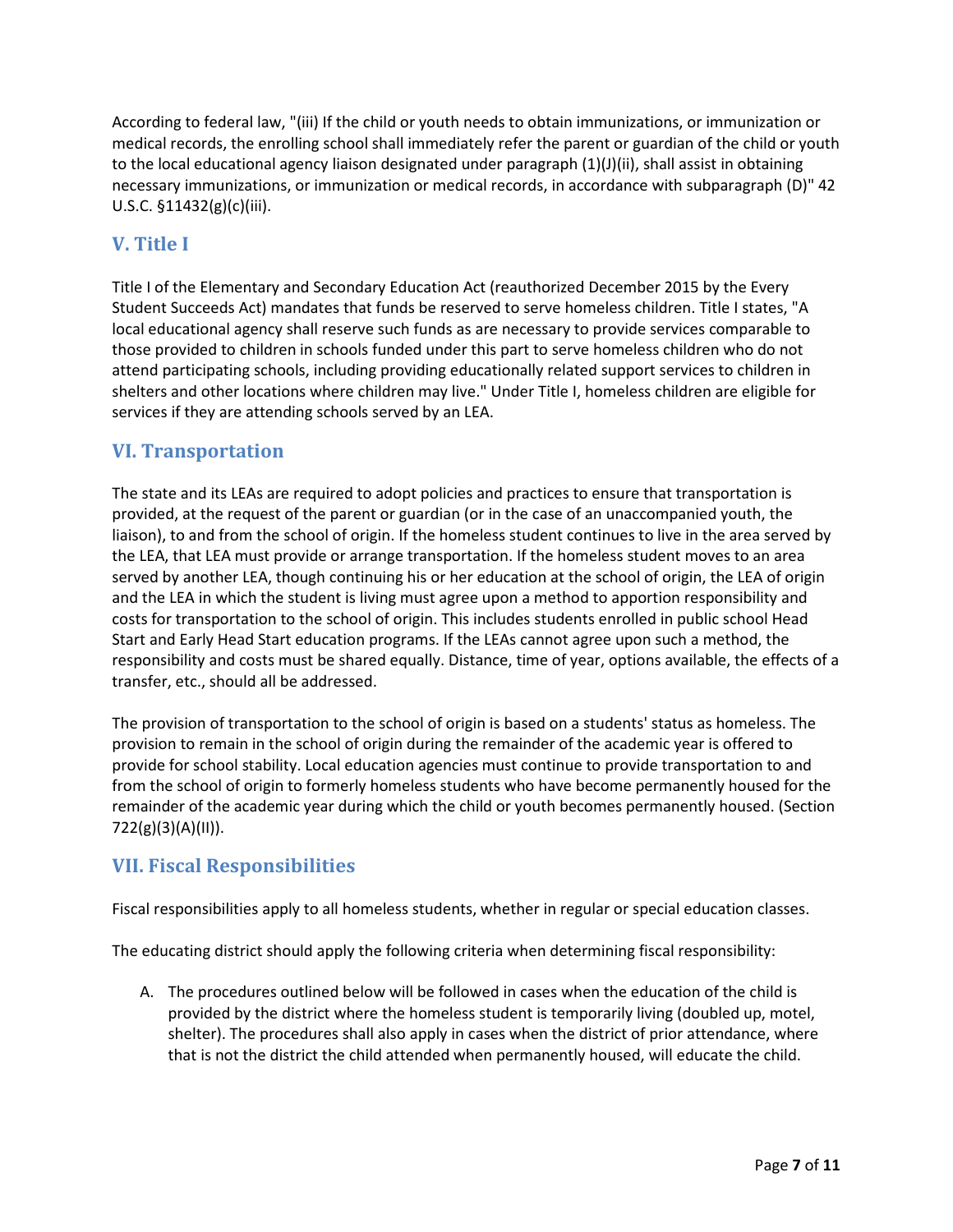According to federal law, "(iii) If the child or youth needs to obtain immunizations, or immunization or medical records, the enrolling school shall immediately refer the parent or guardian of the child or youth to the local educational agency liaison designated under paragraph (1)(J)(ii), shall assist in obtaining necessary immunizations, or immunization or medical records, in accordance with subparagraph (D)" 42 U.S.C. §11432(g)(c)(iii).

## V. Title I

Title I of the Elementary and Secondary Education Act (reauthorized December 2015 by the Every Student Succeeds Act) mandates that funds be reserved to serve homeless children. Title I states, "A local educational agency shall reserve such funds as are necessary to provide services comparable to those provided to children in schools funded under this part to serve homeless children who do not attend participating schools, including providing educationally related support services to children in shelters and other locations where children may live." Under Title I, homeless children are eligible for services if they are attending schools served by an LEA.

## VI. Transportation

The state and its LEAs are required to adopt policies and practices to ensure that transportation is provided, at the request of the parent or guardian (or in the case of an unaccompanied youth, the liaison), to and from the school of origin. If the homeless student continues to live in the area served by the LEA, that LEA must provide or arrange transportation. If the homeless student moves to an area served by another LEA, though continuing his or her education at the school of origin, the LEA of origin and the LEA in which the student is living must agree upon a method to apportion responsibility and costs for transportation to the school of origin. This includes students enrolled in public school Head Start and Early Head Start education programs. If the LEAs cannot agree upon such a method, the responsibility and costs must be shared equally. Distance, time of year, options available, the effects of a transfer, etc., should all be addressed.

The provision of transportation to the school of origin is based on a students' status as homeless. The provision to remain in the school of origin during the remainder of the academic year is offered to provide for school stability. Local education agencies must continue to provide transportation to and from the school of origin to formerly homeless students who have become permanently housed for the remainder of the academic year during which the child or youth becomes permanently housed. (Section 722(g)(3)(A)(II)).

## VII. Fiscal Responsibilities

Fiscal responsibilities apply to all homeless students, whether in regular or special education classes.

The educating district should apply the following criteria when determining fiscal responsibility:

A. The procedures outlined below will be followed in cases when the education of the child is provided by the district where the homeless student is temporarily living (doubled up, motel, shelter). The procedures shall also apply in cases when the district of prior attendance, where that is not the district the child attended when permanently housed, will educate the child.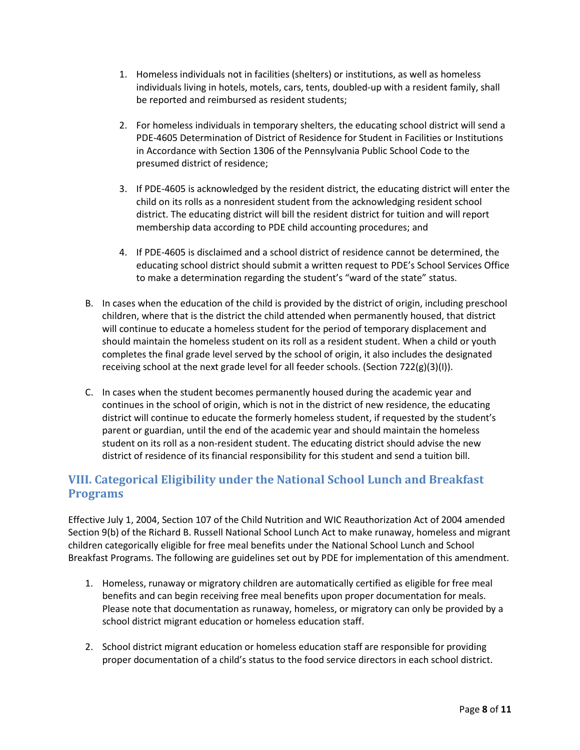1. Homeless individuals not in facilities (shelters) or institutions, as well as homeless individuals living in hotels, motels, cars, tents, doubled-up with a resident family, shall be reported and reimbursed as resident students;

2. For homeless individuals in temporary shelters, the educating school district will send a PDE-4605 Determination of District of Residence for Student in Facilities or Institutions in Accordance with Section 1306 of the Pennsylvania Public School Code to the presumed district of residence;

3. If PDE-4605 is acknowledged by the resident district, the educating district will enter the child on its rolls as a nonresident student from the acknowledging resident school district. The educating district will bill the resident district for tuition and will report membership data according to PDE child accounting procedures; and

4. If PDE-4605 is disclaimed and a school district of residence cannot be determined, the educating school district should submit a written request to PDE's School Services Office to make a determination regarding the student's "ward of the state" status.

B. In cases when the education of the child is provided by the district of origin, including preschool children, where that is the district the child attended when permanently housed, that district will continue to educate a homeless student for the period of temporary displacement and should maintain the homeless student on its roll as a resident student. When a child or youth completes the final grade level served by the school of origin, it also includes the designated receiving school at the next grade level for all feeder schools. (Section 722(g)(3)(I)).

C. In cases when the student becomes permanently housed during the academic year and continues in the school of origin, which is not in the district of new residence, the educating district will continue to educate the formerly homeless student, if requested by the student's parent or guardian, until the end of the academic year and should maintain the homeless student on its roll as a non-resident student. The educating district should advise the new district of residence of its financial responsibility for this student and send a tuition bill.

## VIII. Categorical Eligibility under the National School Lunch and Breakfast Programs

Effective July 1, 2004, Section 107 of the Child Nutrition and WIC Reauthorization Act of 2004 amended Section 9(b) of the Richard B. Russell National School Lunch Act to make runaway, homeless and migrant children categorically eligible for free meal benefits under the National School Lunch and School Breakfast Programs. The following are guidelines set out by PDE for implementation of this amendment.

1. Homeless, runaway or migratory children are automatically certified as eligible for free meal benefits and can begin receiving free meal benefits upon proper documentation for meals. Please note that documentation as runaway, homeless, or migratory can only be provided by a school district migrant education or homeless education staff.

2. School district migrant education or homeless education staff are responsible for providing proper documentation of a child's status to the food service directors in each school district.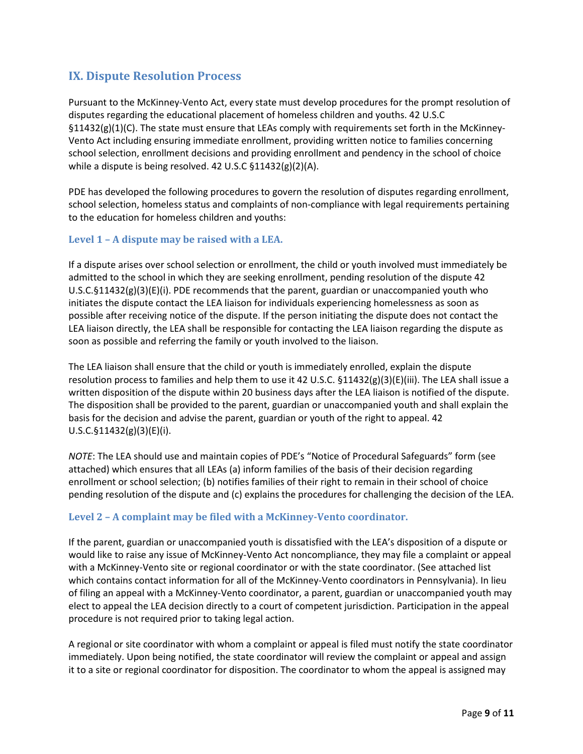## IX. Dispute Resolution Process

Pursuant to the McKinney-Vento Act, every state must develop procedures for the prompt resolution of disputes regarding the educational placement of homeless children and youths. 42 U.S.C §11432(g)(1)(C). The state must ensure that LEAs comply with requirements set forth in the McKinney-Vento Act including ensuring immediate enrollment, providing written notice to families concerning school selection, enrollment decisions and providing enrollment and pendency in the school of choice while a dispute is being resolved. 42 U.S.C §11432(g)(2)(A).

PDE has developed the following procedures to govern the resolution of disputes regarding enrollment, school selection, homeless status and complaints of non-compliance with legal requirements pertaining to the education for homeless children and youths:

### Level 1 – A dispute may be raised with a LEA.

If a dispute arises over school selection or enrollment, the child or youth involved must immediately be admitted to the school in which they are seeking enrollment, pending resolution of the dispute 42 U.S.C.§11432(g)(3)(E)(i). PDE recommends that the parent, guardian or unaccompanied youth who initiates the dispute contact the LEA liaison for individuals experiencing homelessness as soon as possible after receiving notice of the dispute. If the person initiating the dispute does not contact the LEA liaison directly, the LEA shall be responsible for contacting the LEA liaison regarding the dispute as soon as possible and referring the family or youth involved to the liaison.

The LEA liaison shall ensure that the child or youth is immediately enrolled, explain the dispute resolution process to families and help them to use it 42 U.S.C. §11432(g)(3)(E)(iii). The LEA shall issue a written disposition of the dispute within 20 business days after the LEA liaison is notified of the dispute. The disposition shall be provided to the parent, guardian or unaccompanied youth and shall explain the basis for the decision and advise the parent, guardian or youth of the right to appeal. 42 U.S.C.§11432(g)(3)(E)(i).

*NOTE*: The LEA should use and maintain copies of PDE's "Notice of Procedural Safeguards" form (see attached) which ensures that all LEAs (a) inform families of the basis of their decision regarding enrollment or school selection; (b) notifies families of their right to remain in their school of choice pending resolution of the dispute and (c) explains the procedures for challenging the decision of the LEA.

### Level 2 – A complaint may be filed with a McKinney-Vento coordinator.

If the parent, guardian or unaccompanied youth is dissatisfied with the LEA's disposition of a dispute or would like to raise any issue of McKinney-Vento Act noncompliance, they may file a complaint or appeal with a McKinney-Vento site or regional coordinator or with the state coordinator. (See attached list which contains contact information for all of the McKinney-Vento coordinators in Pennsylvania). In lieu of filing an appeal with a McKinney-Vento coordinator, a parent, guardian or unaccompanied youth may elect to appeal the LEA decision directly to a court of competent jurisdiction. Participation in the appeal procedure is not required prior to taking legal action.

A regional or site coordinator with whom a complaint or appeal is filed must notify the state coordinator immediately. Upon being notified, the state coordinator will review the complaint or appeal and assign it to a site or regional coordinator for disposition. The coordinator to whom the appeal is assigned may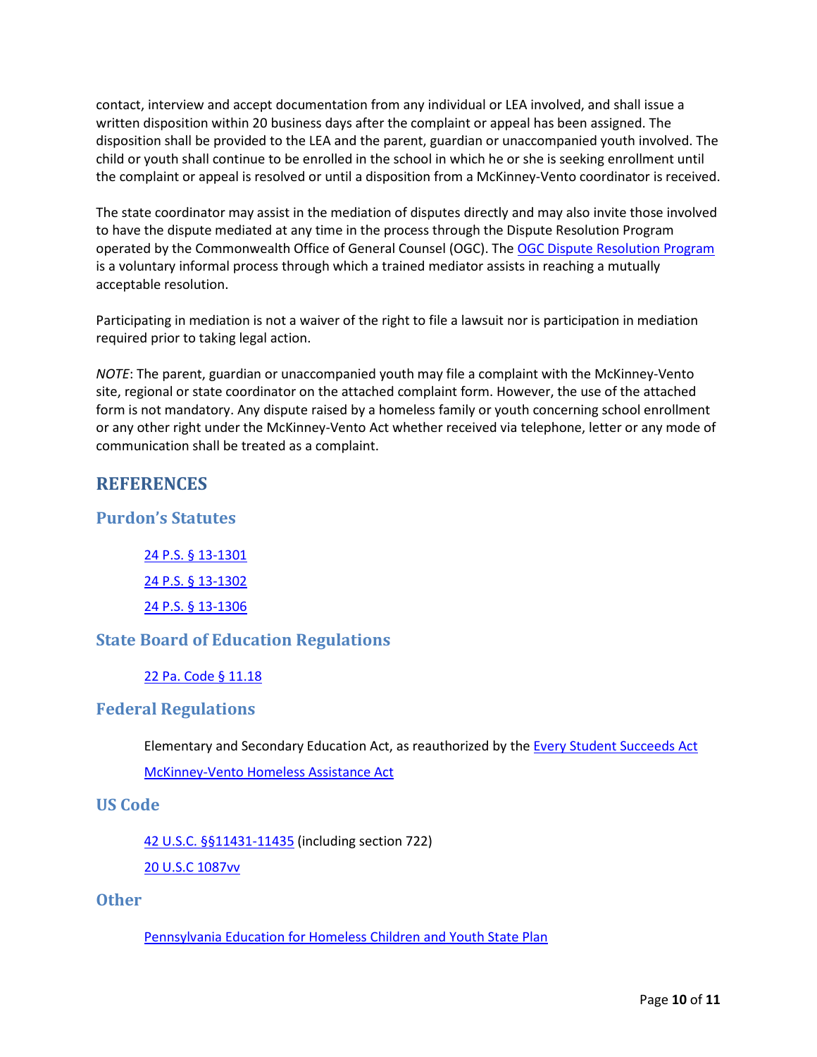contact, interview and accept documentation from any individual or LEA involved, and shall issue a written disposition within 20 business days after the complaint or appeal has been assigned. The disposition shall be provided to the LEA and the parent, guardian or unaccompanied youth involved. The child or youth shall continue to be enrolled in the school in which he or she is seeking enrollment until the complaint or appeal is resolved or until a disposition from a McKinney-Vento coordinator is received.

The state coordinator may assist in the mediation of disputes directly and may also invite those involved to have the dispute mediated at any time in the process through the Dispute Resolution Program operated by the Commonwealth Office of General Counsel (OGC). The OGC Dispute Resolution Program is a voluntary informal process through which a trained mediator assists in reaching a mutually acceptable resolution.

Participating in mediation is not a waiver of the right to file a lawsuit nor is participation in mediation required prior to taking legal action.

*NOTE*: The parent, guardian or unaccompanied youth may file a complaint with the McKinney-Vento site, regional or state coordinator on the attached complaint form. However, the use of the attached form is not mandatory. Any dispute raised by a homeless family or youth concerning school enrollment or any other right under the McKinney-Vento Act whether received via telephone, letter or any mode of communication shall be treated as a complaint.

## REFERENCES

### Purdon's Statutes

24 P.S. § 13-1301

24 P.S. § 13-1302

24 P.S. § 13-1306

### State Board of Education Regulations

22 Pa. Code § 11.18

### Federal Regulations

Elementary and Secondary Education Act, as reauthorized by the Every Student Succeeds Act

McKinney-Vento Homeless Assistance Act

### US Code

42 U.S.C. §§11431-11435 (including section 722)

20 U.S.C 1087vv

### Other

Pennsylvania Education for Homeless Children and Youth State Plan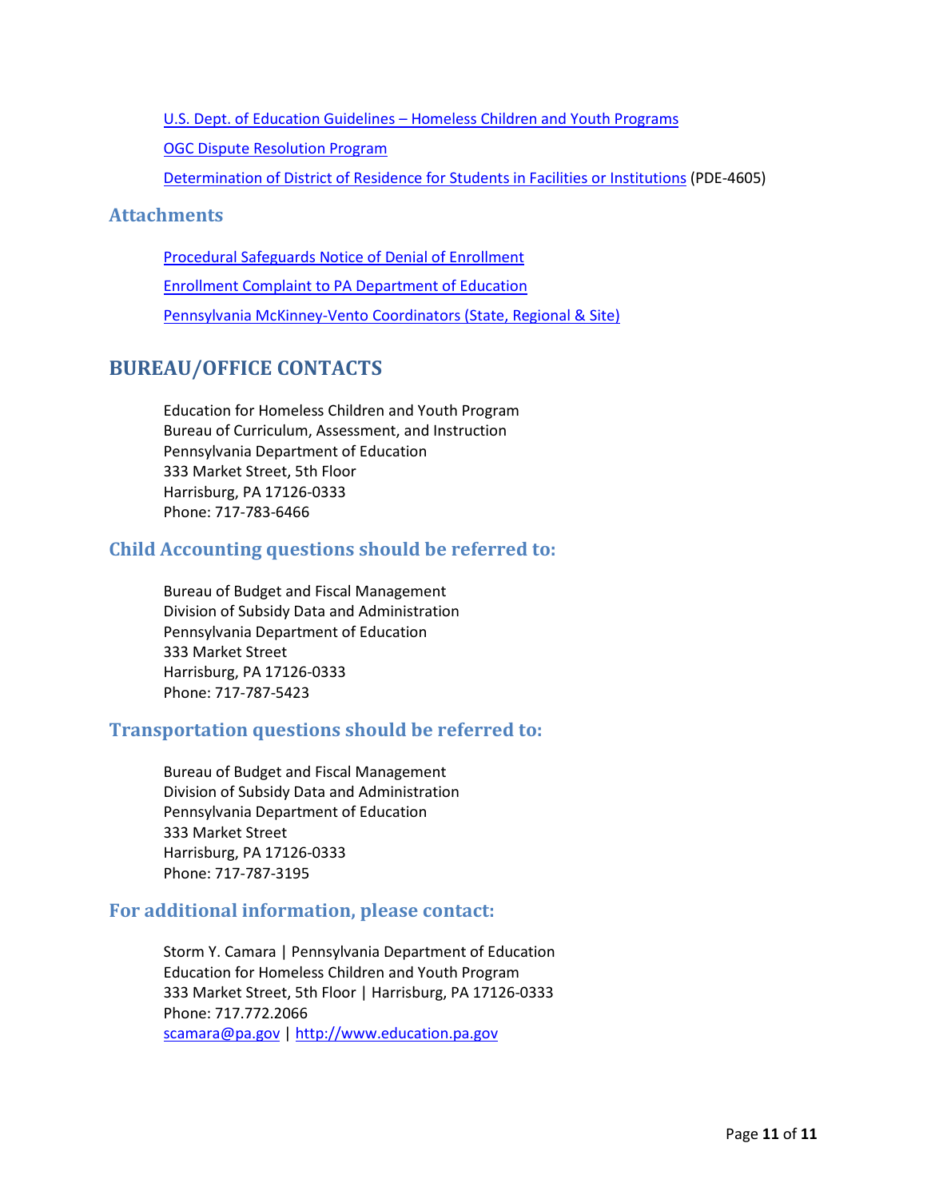U.S. Dept. of Education Guidelines – Homeless Children and Youth Programs

OGC Dispute Resolution Program

Determination of District of Residence for Students in Facilities or Institutions (PDE-4605)

### Attachments

Procedural Safeguards Notice of Denial of Enrollment

Enrollment Complaint to PA Department of Education

Pennsylvania McKinney-Vento Coordinators (State, Regional & Site)

## BUREAU/OFFICE CONTACTS

Education for Homeless Children and Youth Program
Bureau of Curriculum, Assessment, and Instruction
Pennsylvania Department of Education
333 Market Street, 5th Floor
Harrisburg, PA 17126-0333
Phone: 717-783-6466

### Child Accounting questions should be referred to:

Bureau of Budget and Fiscal Management
Division of Subsidy Data and Administration
Pennsylvania Department of Education
333 Market Street
Harrisburg, PA 17126-0333
Phone: 717-787-5423

### Transportation questions should be referred to:

Bureau of Budget and Fiscal Management
Division of Subsidy Data and Administration
Pennsylvania Department of Education
333 Market Street
Harrisburg, PA 17126-0333
Phone: 717-787-3195

### For additional information, please contact:

Storm Y. Camara | Pennsylvania Department of Education
Education for Homeless Children and Youth Program
333 Market Street, 5th Floor | Harrisburg, PA 17126-0333
Phone: 717.772.2066
scamara@pa.gov | http://www.education.pa.gov